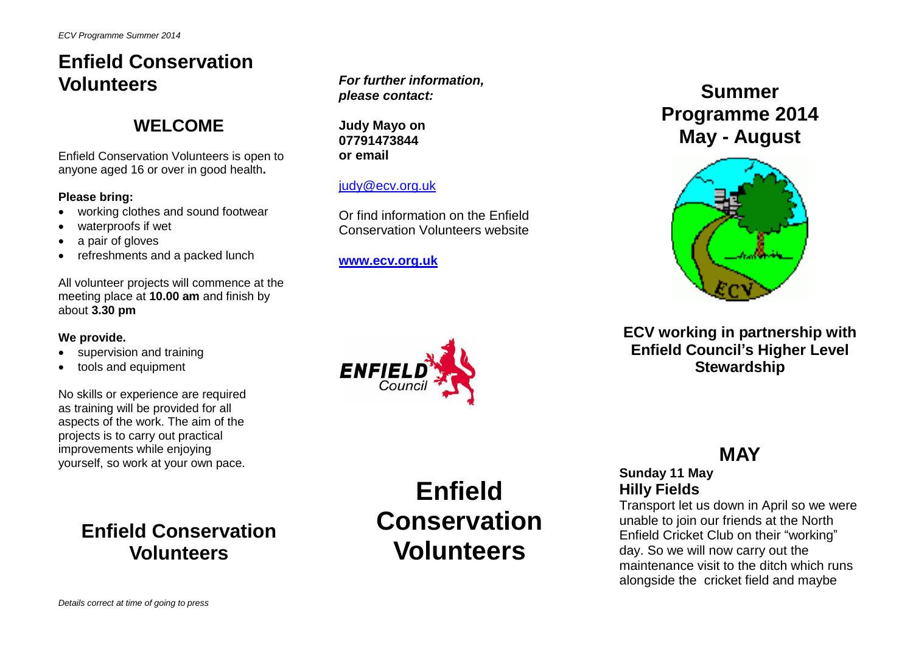# Enfield Conservation Volunteers

## WELCOME

Enfield Conservation Volunteers is open to anyone aged 16 or over in good health**.**

**Please bring:**

- working clothes and sound footwear
- waterproofs if wet
- a pair of gloves
- refreshments and a packed lunch

All volunteer projects will commence at the meeting place at **10.00 am** and finish by about **3.30 pm**

**We provide.**

- supervision and training
- tools and equipment

No skills or experience are required as training will be provided for all aspects of the work. The aim of the projects is to carry out practical improvements while enjoying yourself, so work at your own pace.

## Enfield Conservation Volunteers

*Details correct at time of going to press*

***For further information, please contact:***

**Judy Mayo on 07791473844 or email**

judy@ecv.org.uk

Or find information on the Enfield Conservation Volunteers website

**www.ecv.org.uk**

ENFIELD Council

# Enfield Conservation Volunteers

## Summer Programme 2014 May - August

**ECV working in partnership with Enfield Council's Higher Level Stewardship**

## MAY

**Sunday 11 May**
**Hilly Fields**

Transport let us down in April so we were unable to join our friends at the North Enfield Cricket Club on their "working" day. So we will now carry out the maintenance visit to the ditch which runs alongside the cricket field and maybe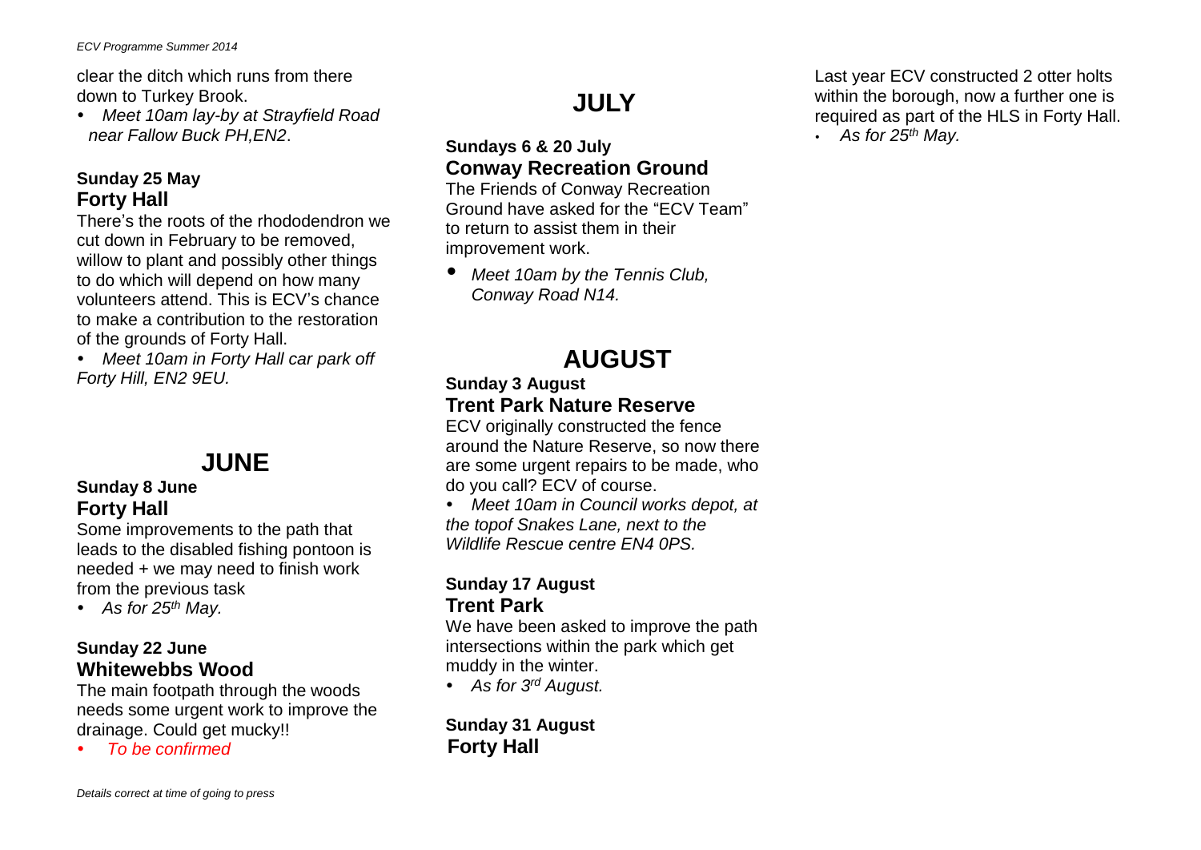clear the ditch which runs from there down to Turkey Brook.

- *Meet 10am lay-by at Strayfield Road near Fallow Buck PH,EN2*.

**Sunday 25 May**
### Forty Hall

There's the roots of the rhododendron we cut down in February to be removed, willow to plant and possibly other things to do which will depend on how many volunteers attend. This is ECV's chance to make a contribution to the restoration of the grounds of Forty Hall.

- *Meet 10am in Forty Hall car park off Forty Hill, EN2 9EU.*

## JUNE

**Sunday 8 June**
### Forty Hall

Some improvements to the path that leads to the disabled fishing pontoon is needed + we may need to finish work from the previous task

- *As for 25th May.*

**Sunday 22 June**
### Whitewebbs Wood

The main footpath through the woods needs some urgent work to improve the drainage. Could get mucky!!

- *To be confirmed*

## JULY

**Sundays 6 & 20 July**
### Conway Recreation Ground

The Friends of Conway Recreation Ground have asked for the "ECV Team" to return to assist them in their improvement work.

- *Meet 10am by the Tennis Club, Conway Road N14.*

## AUGUST

**Sunday 3 August**
### Trent Park Nature Reserve

ECV originally constructed the fence around the Nature Reserve, so now there are some urgent repairs to be made, who do you call? ECV of course.

- *Meet 10am in Council works depot, at the topof Snakes Lane, next to the Wildlife Rescue centre EN4 0PS.*

**Sunday 17 August**
### Trent Park

We have been asked to improve the path intersections within the park which get muddy in the winter.

- *As for 3rd August.*

**Sunday 31 August**
### Forty Hall

Last year ECV constructed 2 otter holts within the borough, now a further one is required as part of the HLS in Forty Hall.

- *As for 25th May.*

*Details correct at time of going to press*